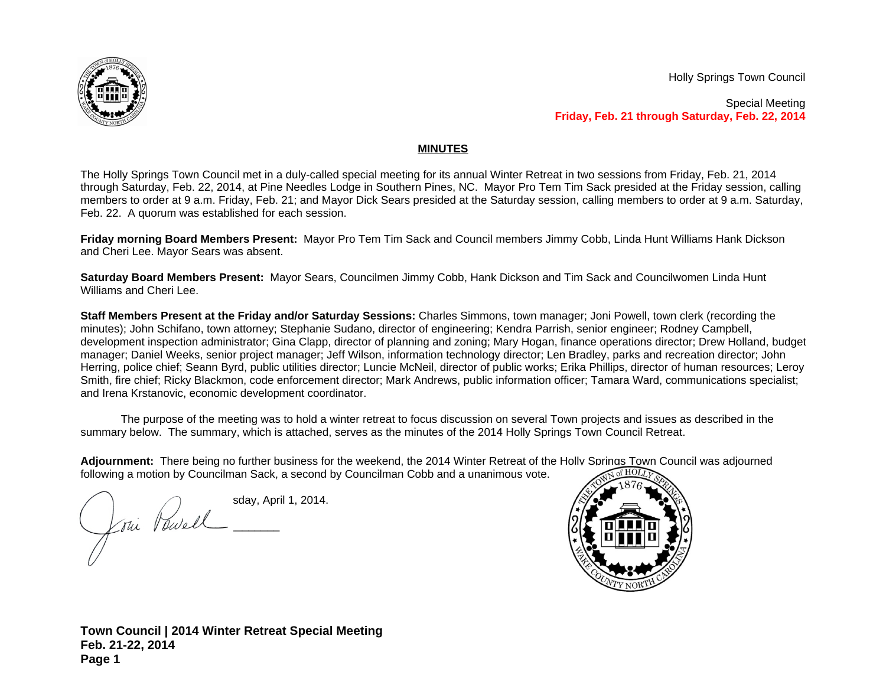Holly Springs Town Council

Special Meeting
**Friday, Feb. 21 through Saturday, Feb. 22, 2014**

## MINUTES

The Holly Springs Town Council met in a duly-called special meeting for its annual Winter Retreat in two sessions from Friday, Feb. 21, 2014 through Saturday, Feb. 22, 2014, at Pine Needles Lodge in Southern Pines, NC. Mayor Pro Tem Tim Sack presided at the Friday session, calling members to order at 9 a.m. Friday, Feb. 21; and Mayor Dick Sears presided at the Saturday session, calling members to order at 9 a.m. Saturday, Feb. 22. A quorum was established for each session.

**Friday morning Board Members Present:** Mayor Pro Tem Tim Sack and Council members Jimmy Cobb, Linda Hunt Williams Hank Dickson and Cheri Lee. Mayor Sears was absent.

**Saturday Board Members Present:** Mayor Sears, Councilmen Jimmy Cobb, Hank Dickson and Tim Sack and Councilwomen Linda Hunt Williams and Cheri Lee.

**Staff Members Present at the Friday and/or Saturday Sessions:** Charles Simmons, town manager; Joni Powell, town clerk (recording the minutes); John Schifano, town attorney; Stephanie Sudano, director of engineering; Kendra Parrish, senior engineer; Rodney Campbell, development inspection administrator; Gina Clapp, director of planning and zoning; Mary Hogan, finance operations director; Drew Holland, budget manager; Daniel Weeks, senior project manager; Jeff Wilson, information technology director; Len Bradley, parks and recreation director; John Herring, police chief; Seann Byrd, public utilities director; Luncie McNeil, director of public works; Erika Phillips, director of human resources; Leroy Smith, fire chief; Ricky Blackmon, code enforcement director; Mark Andrews, public information officer; Tamara Ward, communications specialist; and Irena Krstanovic, economic development coordinator.

The purpose of the meeting was to hold a winter retreat to focus discussion on several Town projects and issues as described in the summary below. The summary, which is attached, serves as the minutes of the 2014 Holly Springs Town Council Retreat.

**Adjournment:** There being no further business for the weekend, the 2014 Winter Retreat of the Holly Springs Town Council was adjourned following a motion by Councilman Sack, a second by Councilman Cobb and a unanimous vote.

sday, April 1, 2014.

Joni Powell ______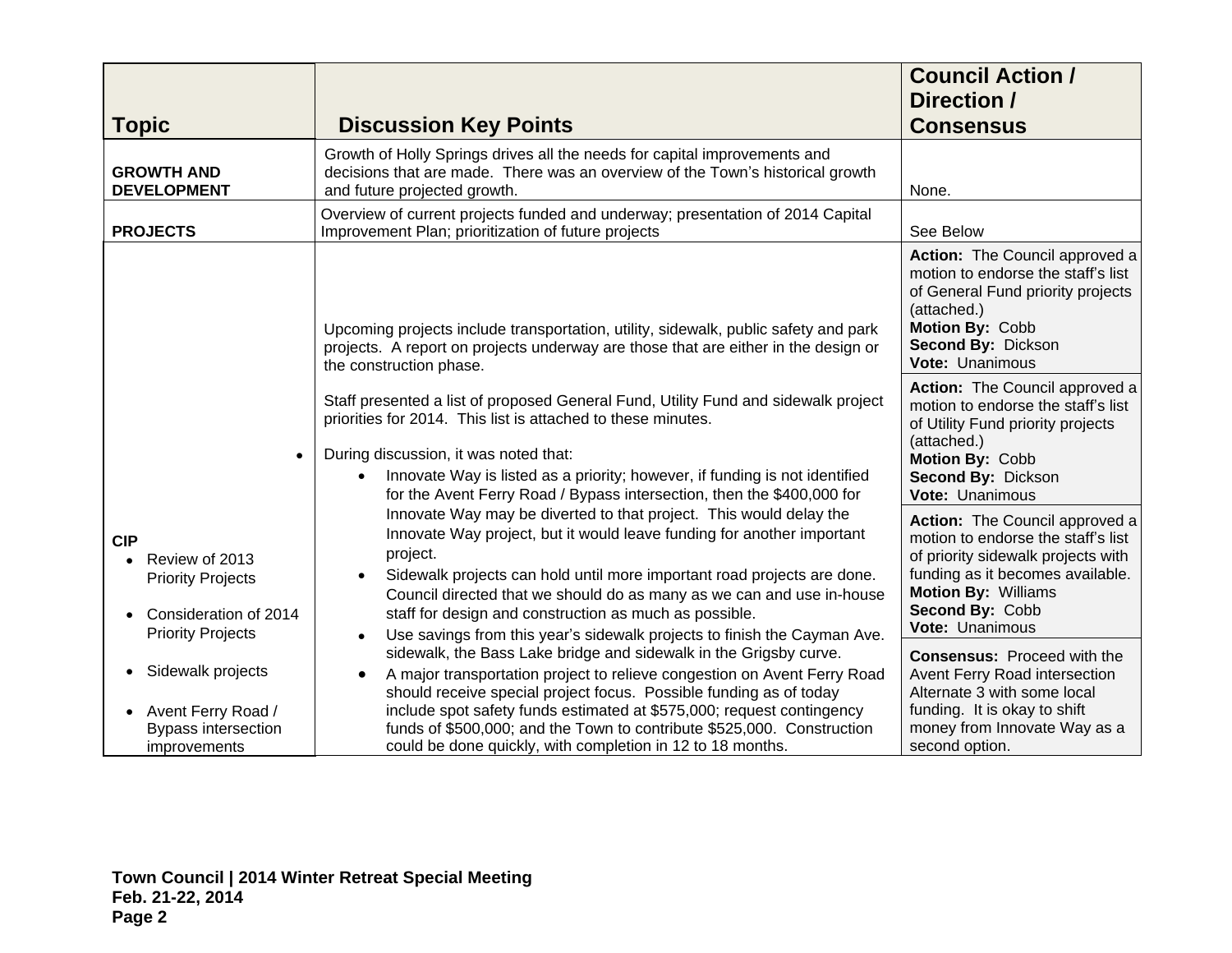| Topic | Discussion Key Points | Council Action / Direction / Consensus |
|---|---|---|
| **GROWTH AND DEVELOPMENT** | Growth of Holly Springs drives all the needs for capital improvements and decisions that are made. There was an overview of the Town's historical growth and future projected growth. | None. |
| **PROJECTS** | Overview of current projects funded and underway; presentation of 2014 Capital Improvement Plan; prioritization of future projects | See Below |
| **CIP**<br>• Review of 2013 Priority Projects<br>• Consideration of 2014 Priority Projects<br>• Sidewalk projects<br>• Avent Ferry Road / Bypass intersection improvements | Upcoming projects include transportation, utility, sidewalk, public safety and park projects. A report on projects underway are those that are either in the design or the construction phase.<br><br>Staff presented a list of proposed General Fund, Utility Fund and sidewalk project priorities for 2014. This list is attached to these minutes.<br><br>During discussion, it was noted that:<br>• Innovate Way is listed as a priority; however, if funding is not identified for the Avent Ferry Road / Bypass intersection, then the $400,000 for Innovate Way may be diverted to that project. This would delay the Innovate Way project, but it would leave funding for another important project.<br>• Sidewalk projects can hold until more important road projects are done. Council directed that we should do as many as we can and use in-house staff for design and construction as much as possible.<br>• Use savings from this year's sidewalk projects to finish the Cayman Ave. sidewalk, the Bass Lake bridge and sidewalk in the Grigsby curve.<br>• A major transportation project to relieve congestion on Avent Ferry Road should receive special project focus. Possible funding as of today include spot safety funds estimated at $575,000; request contingency funds of $500,000; and the Town to contribute $525,000. Construction could be done quickly, with completion in 12 to 18 months. | **Action:** The Council approved a motion to endorse the staff's list of General Fund priority projects (attached.)<br>**Motion By:** Cobb<br>**Second By:** Dickson<br>**Vote:** Unanimous<br><br>**Action:** The Council approved a motion to endorse the staff's list of Utility Fund priority projects (attached.)<br>**Motion By:** Cobb<br>**Second By:** Dickson<br>**Vote:** Unanimous<br><br>**Action:** The Council approved a motion to endorse the staff's list of priority sidewalk projects with funding as it becomes available.<br>**Motion By:** Williams<br>**Second By:** Cobb<br>**Vote:** Unanimous<br><br>**Consensus:** Proceed with the Avent Ferry Road intersection Alternate 3 with some local funding. It is okay to shift money from Innovate Way as a second option. |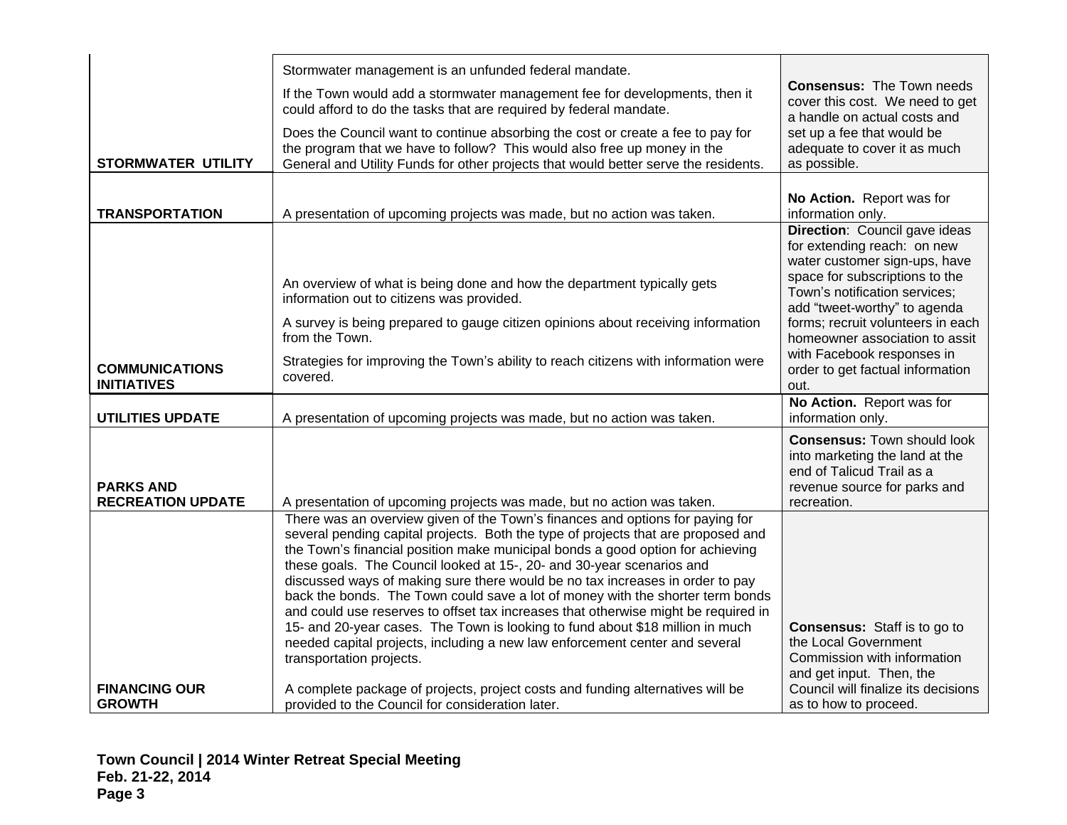| | | |
|---|---|---|
| **STORMWATER UTILITY** | Stormwater management is an unfunded federal mandate.<br><br>If the Town would add a stormwater management fee for developments, then it could afford to do the tasks that are required by federal mandate.<br><br>Does the Council want to continue absorbing the cost or create a fee to pay for the program that we have to follow? This would also free up money in the General and Utility Funds for other projects that would better serve the residents. | **Consensus:** The Town needs cover this cost. We need to get a handle on actual costs and set up a fee that would be adequate to cover it as much as possible. |
| **TRANSPORTATION** | A presentation of upcoming projects was made, but no action was taken. | **No Action.** Report was for information only. |
| **COMMUNICATIONS INITIATIVES** | An overview of what is being done and how the department typically gets information out to citizens was provided.<br><br>A survey is being prepared to gauge citizen opinions about receiving information from the Town.<br><br>Strategies for improving the Town's ability to reach citizens with information were covered. | **Direction**: Council gave ideas for extending reach: on new water customer sign-ups, have space for subscriptions to the Town's notification services; add "tweet-worthy" to agenda forms; recruit volunteers in each homeowner association to assit with Facebook responses in order to get factual information out. |
| **UTILITIES UPDATE** | A presentation of upcoming projects was made, but no action was taken. | **No Action.** Report was for information only. |
| **PARKS AND RECREATION UPDATE** | A presentation of upcoming projects was made, but no action was taken. | **Consensus:** Town should look into marketing the land at the end of Talicud Trail as a revenue source for parks and recreation. |
| **FINANCING OUR GROWTH** | There was an overview given of the Town's finances and options for paying for several pending capital projects. Both the type of projects that are proposed and the Town's financial position make municipal bonds a good option for achieving these goals. The Council looked at 15-, 20- and 30-year scenarios and discussed ways of making sure there would be no tax increases in order to pay back the bonds. The Town could save a lot of money with the shorter term bonds and could use reserves to offset tax increases that otherwise might be required in 15- and 20-year cases. The Town is looking to fund about $18 million in much needed capital projects, including a new law enforcement center and several transportation projects.<br><br>A complete package of projects, project costs and funding alternatives will be provided to the Council for consideration later. | **Consensus:** Staff is to go to the Local Government Commission with information and get input. Then, the Council will finalize its decisions as to how to proceed. |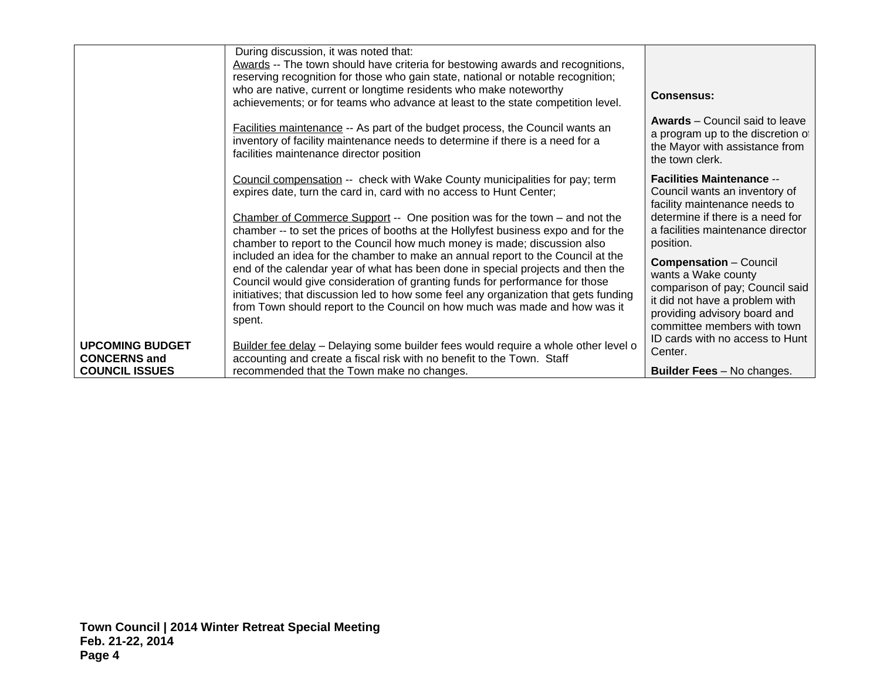| | | |
|---|---|---|
| UPCOMING BUDGET CONCERNS and COUNCIL ISSUES | During discussion, it was noted that:<br>Awards -- The town should have criteria for bestowing awards and recognitions, reserving recognition for those who gain state, national or notable recognition; who are native, current or longtime residents who make noteworthy achievements; or for teams who advance at least to the state competition level.<br><br>Facilities maintenance -- As part of the budget process, the Council wants an inventory of facility maintenance needs to determine if there is a need for a facilities maintenance director position<br><br>Council compensation -- check with Wake County municipalities for pay; term expires date, turn the card in, card with no access to Hunt Center;<br><br>Chamber of Commerce Support -- One position was for the town – and not the chamber -- to set the prices of booths at the Hollyfest business expo and for the chamber to report to the Council how much money is made; discussion also included an idea for the chamber to make an annual report to the Council at the end of the calendar year of what has been done in special projects and then the Council would give consideration of granting funds for performance for those initiatives; that discussion led to how some feel any organization that gets funding from Town should report to the Council on how much was made and how was it spent.<br><br>Builder fee delay – Delaying some builder fees would require a whole other level o accounting and create a fiscal risk with no benefit to the Town. Staff recommended that the Town make no changes. | **Consensus:**<br><br>**Awards** – Council said to leave a program up to the discretion of the Mayor with assistance from the town clerk.<br><br>**Facilities Maintenance** -- Council wants an inventory of facility maintenance needs to determine if there is a need for a facilities maintenance director position.<br><br>**Compensation** – Council wants a Wake county comparison of pay; Council said it did not have a problem with providing advisory board and committee members with town ID cards with no access to Hunt Center.<br><br>**Builder Fees** – No changes. |